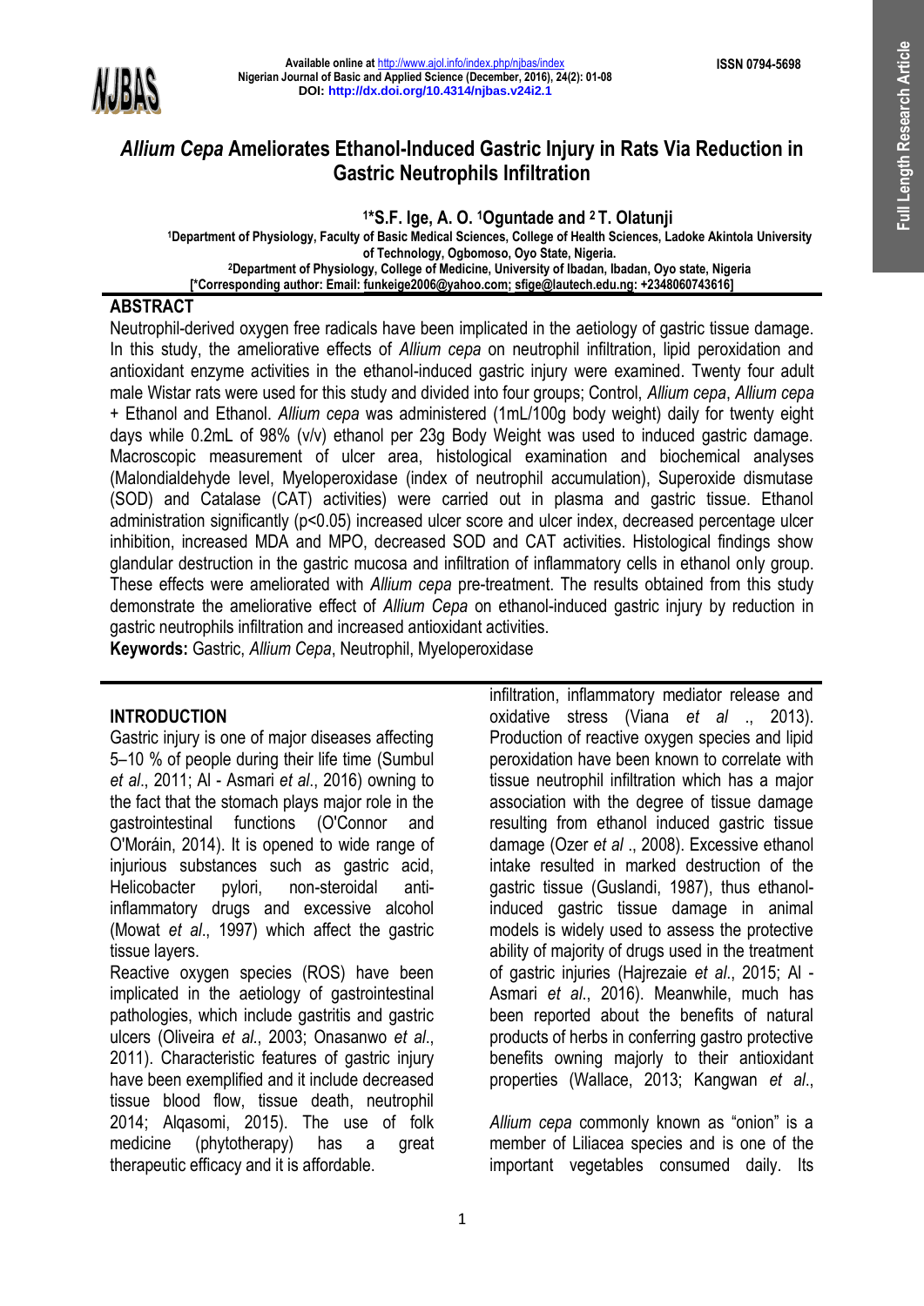# *Allium Cepa* Ameliorates Ethanol-Induced Gastric Injury in Rats Via Reduction in Gastric Neutrophils Infiltration

**[1]*S.F. Ige, A. O. [1]Oguntade and [2] T. Olatunji**

[1]Department of Physiology, Faculty of Basic Medical Sciences, College of Health Sciences, Ladoke Akintola University of Technology, Ogbomoso, Oyo State, Nigeria.

[2]Department of Physiology, College of Medicine, University of Ibadan, Ibadan, Oyo state, Nigeria

[*Corresponding author: Email: funkeige2006@yahoo.com; sfige@lautech.edu.ng: +2348060743616]

## ABSTRACT

Neutrophil-derived oxygen free radicals have been implicated in the aetiology of gastric tissue damage. In this study, the ameliorative effects of *Allium cepa* on neutrophil infiltration, lipid peroxidation and antioxidant enzyme activities in the ethanol-induced gastric injury were examined. Twenty four adult male Wistar rats were used for this study and divided into four groups; Control, *Allium cepa*, *Allium cepa* + Ethanol and Ethanol. *Allium cepa* was administered (1mL/100g body weight) daily for twenty eight days while 0.2mL of 98% (v/v) ethanol per 23g Body Weight was used to induced gastric damage. Macroscopic measurement of ulcer area, histological examination and biochemical analyses (Malondialdehyde level, Myeloperoxidase (index of neutrophil accumulation), Superoxide dismutase (SOD) and Catalase (CAT) activities) were carried out in plasma and gastric tissue. Ethanol administration significantly ($p<0.05$) increased ulcer score and ulcer index, decreased percentage ulcer inhibition, increased MDA and MPO, decreased SOD and CAT activities. Histological findings show glandular destruction in the gastric mucosa and infiltration of inflammatory cells in ethanol only group. These effects were ameliorated with *Allium cepa* pre-treatment. The results obtained from this study demonstrate the ameliorative effect of *Allium Cepa* on ethanol-induced gastric injury by reduction in gastric neutrophils infiltration and increased antioxidant activities.

**Keywords:** Gastric, *Allium Cepa*, Neutrophil, Myeloperoxidase

## INTRODUCTION

Gastric injury is one of major diseases affecting 5–10 % of people during their life time (Sumbul *et al*., 2011; Al - Asmari *et al*., 2016) owning to the fact that the stomach plays major role in the gastrointestinal functions (O'Connor and O'Moráin, 2014). It is opened to wide range of injurious substances such as gastric acid, Helicobacter pylori, non-steroidal anti-inflammatory drugs and excessive alcohol (Mowat *et al*., 1997) which affect the gastric tissue layers.

Reactive oxygen species (ROS) have been implicated in the aetiology of gastrointestinal pathologies, which include gastritis and gastric ulcers (Oliveira *et al*., 2003; Onasanwo *et al*., 2011). Characteristic features of gastric injury have been exemplified and it include decreased tissue blood flow, tissue death, neutrophil infiltration, inflammatory mediator release and oxidative stress (Viana *et al* ., 2013). Production of reactive oxygen species and lipid peroxidation have been known to correlate with tissue neutrophil infiltration which has a major association with the degree of tissue damage resulting from ethanol induced gastric tissue damage (Ozer *et al* ., 2008). Excessive ethanol intake resulted in marked destruction of the gastric tissue (Guslandi, 1987), thus ethanol-induced gastric tissue damage in animal models is widely used to assess the protective ability of majority of drugs used in the treatment of gastric injuries (Hajrezaie *et al*., 2015; Al - Asmari *et al*., 2016). Meanwhile, much has been reported about the benefits of natural products of herbs in conferring gastro protective benefits owning majorly to their antioxidant properties (Wallace, 2013; Kangwan *et al*., 2014; Alqasomi, 2015). The use of folk medicine (phytotherapy) has a great therapeutic efficacy and it is affordable.

*Allium cepa* commonly known as "onion" is a member of Liliacea species and is one of the important vegetables consumed daily. Its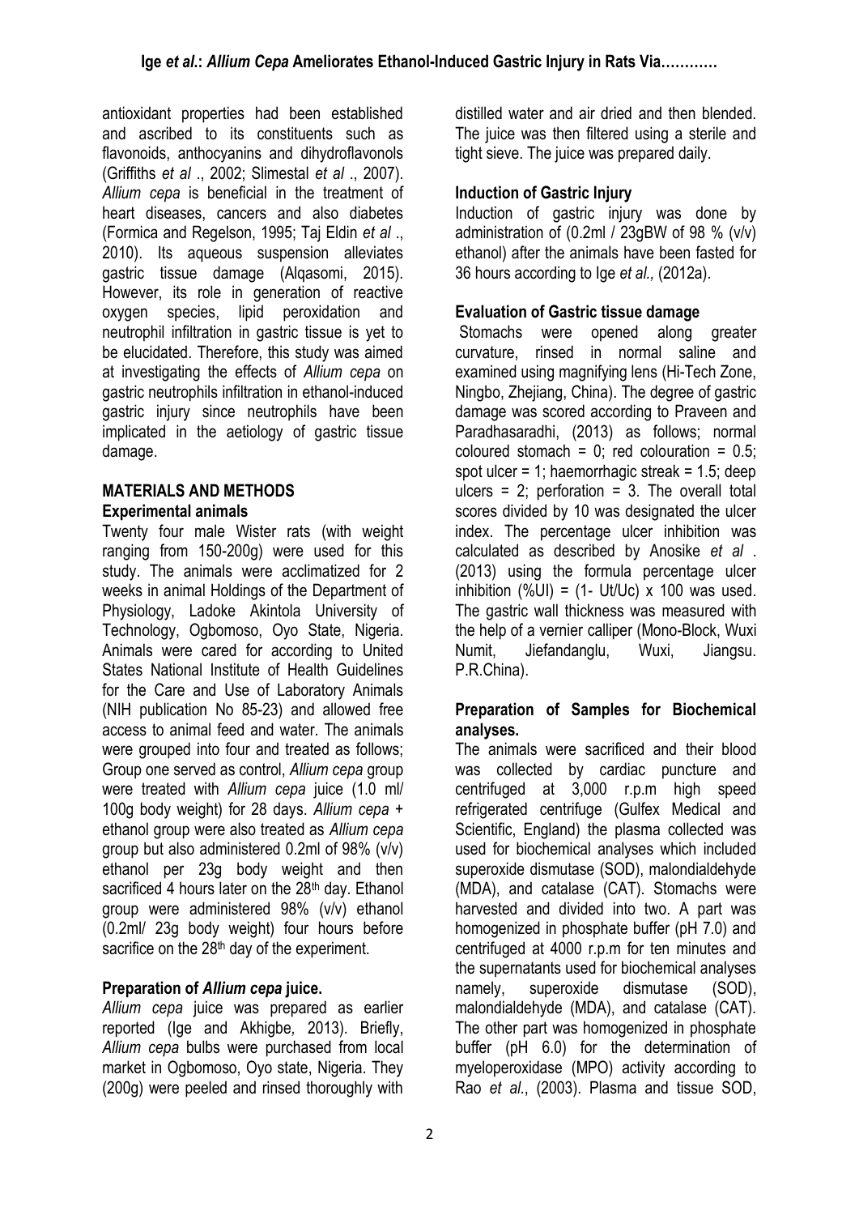antioxidant properties had been established and ascribed to its constituents such as flavonoids, anthocyanins and dihydroflavonols (Griffiths *et al* ., 2002; Slimestal *et al* ., 2007). *Allium cepa* is beneficial in the treatment of heart diseases, cancers and also diabetes (Formica and Regelson, 1995; Taj Eldin *et al* ., 2010). Its aqueous suspension alleviates gastric tissue damage (Alqasomi, 2015). However, its role in generation of reactive oxygen species, lipid peroxidation and neutrophil infiltration in gastric tissue is yet to be elucidated. Therefore, this study was aimed at investigating the effects of *Allium cepa* on gastric neutrophils infiltration in ethanol-induced gastric injury since neutrophils have been implicated in the aetiology of gastric tissue damage.

## MATERIALS AND METHODS

### Experimental animals

Twenty four male Wister rats (with weight ranging from 150-200g) were used for this study. The animals were acclimatized for 2 weeks in animal Holdings of the Department of Physiology, Ladoke Akintola University of Technology, Ogbomoso, Oyo State, Nigeria. Animals were cared for according to United States National Institute of Health Guidelines for the Care and Use of Laboratory Animals (NIH publication No 85-23) and allowed free access to animal feed and water. The animals were grouped into four and treated as follows; Group one served as control, *Allium cepa* group were treated with *Allium cepa* juice (1.0 ml/ 100g body weight) for 28 days. *Allium cepa* + ethanol group were also treated as *Allium cepa* group but also administered 0.2ml of 98% (v/v) ethanol per 23g body weight and then sacrificed 4 hours later on the 28th day. Ethanol group were administered 98% (v/v) ethanol (0.2ml/ 23g body weight) four hours before sacrifice on the 28th day of the experiment.

### Preparation of *Allium cepa* juice.

*Allium cepa* juice was prepared as earlier reported (Ige and Akhigbe, 2013). Briefly, *Allium cepa* bulbs were purchased from local market in Ogbomoso, Oyo state, Nigeria. They (200g) were peeled and rinsed thoroughly with distilled water and air dried and then blended. The juice was then filtered using a sterile and tight sieve. The juice was prepared daily.

### Induction of Gastric Injury

Induction of gastric injury was done by administration of (0.2ml / 23gBW of 98 % (v/v) ethanol) after the animals have been fasted for 36 hours according to Ige *et al.,* (2012a).

### Evaluation of Gastric tissue damage

Stomachs were opened along greater curvature, rinsed in normal saline and examined using magnifying lens (Hi-Tech Zone, Ningbo, Zhejiang, China). The degree of gastric damage was scored according to Praveen and Paradhasaradhi, (2013) as follows; normal coloured stomach = 0; red colouration = 0.5; spot ulcer = 1; haemorrhagic streak = 1.5; deep ulcers = 2; perforation = 3. The overall total scores divided by 10 was designated the ulcer index. The percentage ulcer inhibition was calculated as described by Anosike *et al* . (2013) using the formula percentage ulcer inhibition (%UI) = (1- Ut/Uc) x 100 was used. The gastric wall thickness was measured with the help of a vernier calliper (Mono-Block, Wuxi Numit, Jiefandanglu, Wuxi, Jiangsu. P.R.China).

### Preparation of Samples for Biochemical analyses.

The animals were sacrificed and their blood was collected by cardiac puncture and centrifuged at 3,000 r.p.m high speed refrigerated centrifuge (Gulfex Medical and Scientific, England) the plasma collected was used for biochemical analyses which included superoxide dismutase (SOD), malondialdehyde (MDA), and catalase (CAT). Stomachs were harvested and divided into two. A part was homogenized in phosphate buffer (pH 7.0) and centrifuged at 4000 r.p.m for ten minutes and the supernatants used for biochemical analyses namely, superoxide dismutase (SOD), malondialdehyde (MDA), and catalase (CAT). The other part was homogenized in phosphate buffer (pH 6.0) for the determination of myeloperoxidase (MPO) activity according to Rao *et al*., (2003). Plasma and tissue SOD,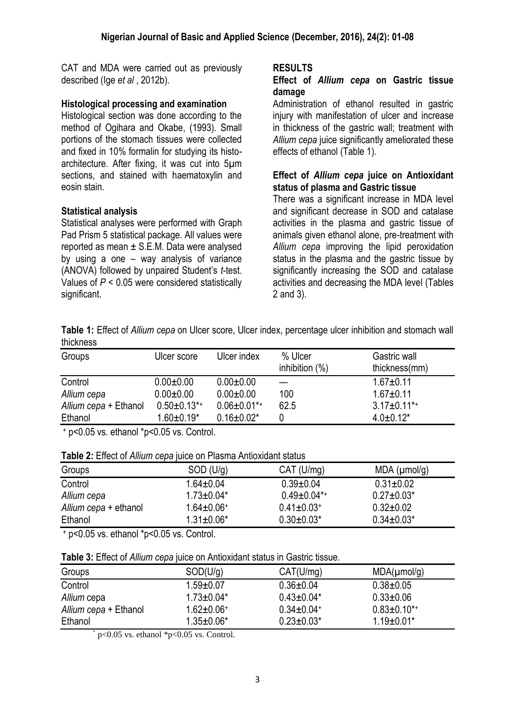CAT and MDA were carried out as previously described (Ige *et al* , 2012b).

### Histological processing and examination

Histological section was done according to the method of Ogihara and Okabe, (1993). Small portions of the stomach tissues were collected and fixed in 10% formalin for studying its histo-architecture. After fixing, it was cut into 5µm sections, and stained with haematoxylin and eosin stain.

### Statistical analysis

Statistical analyses were performed with Graph Pad Prism 5 statistical package. All values were reported as mean ± S.E.M. Data were analysed by using a one – way analysis of variance (ANOVA) followed by unpaired Student's *t*-test. Values of $P < 0.05$ were considered statistically significant.

## RESULTS

### Effect of *Allium cepa* on Gastric tissue damage

Administration of ethanol resulted in gastric injury with manifestation of ulcer and increase in thickness of the gastric wall; treatment with *Allium cepa* juice significantly ameliorated these effects of ethanol (Table 1).

### Effect of *Allium cepa* juice on Antioxidant status of plasma and Gastric tissue

There was a significant increase in MDA level and significant decrease in SOD and catalase activities in the plasma and gastric tissue of animals given ethanol alone, pre-treatment with *Allium cepa* improving the lipid peroxidation status in the plasma and the gastric tissue by significantly increasing the SOD and catalase activities and decreasing the MDA level (Tables 2 and 3).

**Table 1:** Effect of *Allium cepa* on Ulcer score, Ulcer index, percentage ulcer inhibition and stomach wall thickness

| Groups | Ulcer score | Ulcer index | % Ulcer inhibition (%) | Gastric wall thickness(mm) |
|---|---|---|---|---|
| Control | 0.00±0.00 | 0.00±0.00 | — | 1.67±0.11 |
| *Allium cepa* | 0.00±0.00 | 0.00±0.00 | 100 | 1.67±0.11 |
| *Allium cepa* + Ethanol | 0.50±0.13*+ | 0.06±0.01*+ | 62.5 | 3.17±0.11*+ |
| Ethanol | 1.60±0.19* | 0.16±0.02* | 0 | 4.0±0.12* |

+ p<0.05 vs. ethanol *p<0.05 vs. Control.

**Table 2:** Effect of *Allium cepa* juice on Plasma Antioxidant status

| Groups | SOD (U/g) | CAT (U/mg) | MDA (µmol/g) |
|---|---|---|---|
| Control | 1.64±0.04 | 0.39±0.04 | 0.31±0.02 |
| *Allium cepa* | 1.73±0.04* | 0.49±0.04*+ | 0.27±0.03* |
| *Allium cepa* + ethanol | 1.64±0.06+ | 0.41±0.03+ | 0.32±0.02 |
| Ethanol | 1.31±0.06* | 0.30±0.03* | 0.34±0.03* |

+ p<0.05 vs. ethanol *p<0.05 vs. Control.

**Table 3:** Effect of *Allium cepa* juice on Antioxidant status in Gastric tissue.

| Groups | SOD(U/g) | CAT(U/mg) | MDA(µmol/g) |
|---|---|---|---|
| Control | 1.59±0.07 | 0.36±0.04 | 0.38±0.05 |
| *Allium* cepa | 1.73±0.04* | 0.43±0.04* | 0.33±0.06 |
| *Allium cepa* + Ethanol | 1.62±0.06+ | 0.34±0.04+ | 0.83±0.10*+ |
| Ethanol | 1.35±0.06* | 0.23±0.03* | 1.19±0.01* |

+ p<0.05 vs. ethanol *p<0.05 vs. Control.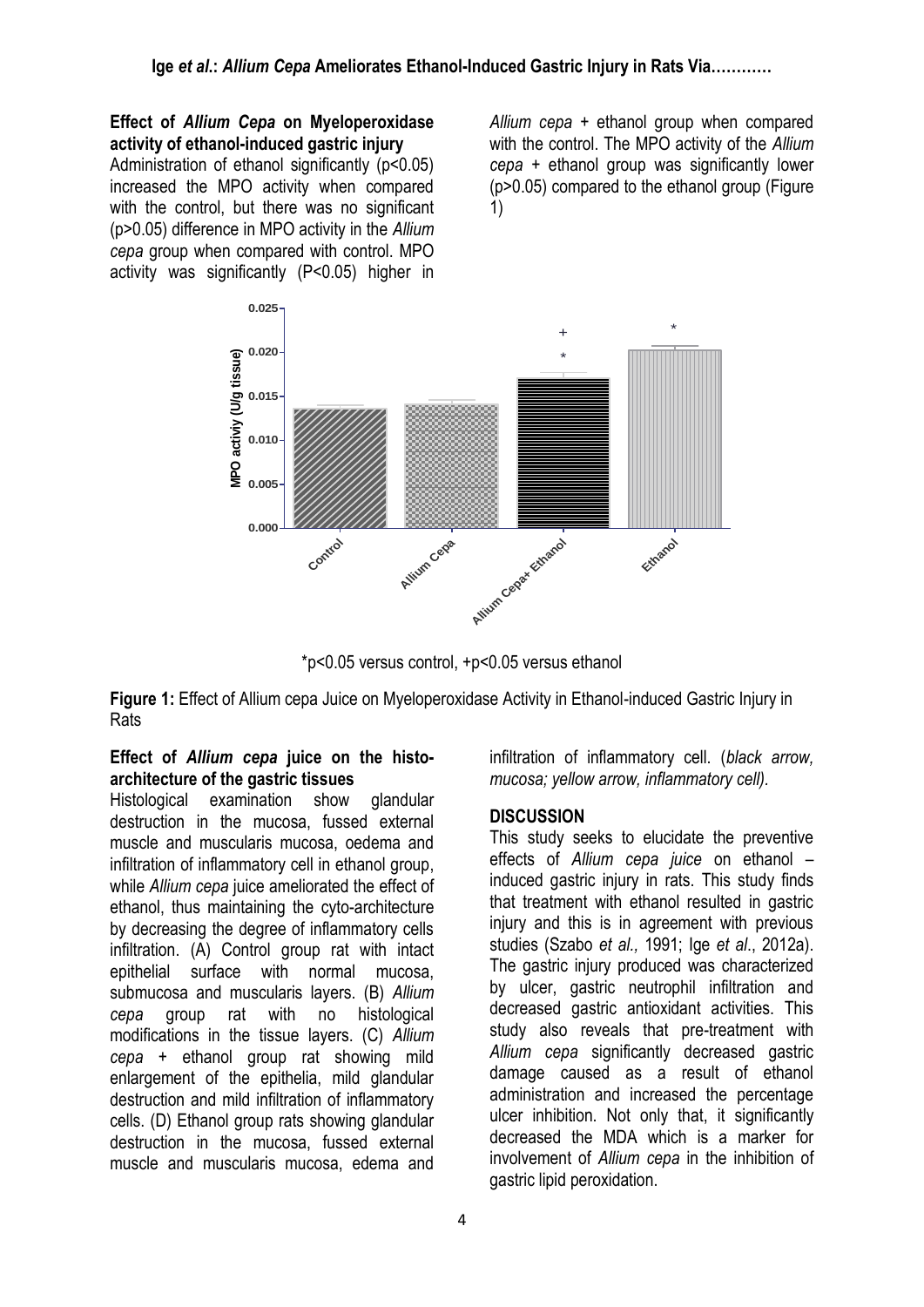### Effect of *Allium Cepa* on Myeloperoxidase activity of ethanol-induced gastric injury

Administration of ethanol significantly ($p<0.05$) increased the MPO activity when compared with the control, but there was no significant ($p>0.05$) difference in MPO activity in the *Allium cepa* group when compared with control. MPO activity was significantly ($P<0.05$) higher in *Allium cepa* + ethanol group when compared with the control. The MPO activity of the *Allium cepa* + ethanol group was significantly lower ($p>0.05$) compared to the ethanol group (Figure 1)

*p<0.05 versus control, +p<0.05 versus ethanol

**Figure 1:** Effect of Allium cepa Juice on Myeloperoxidase Activity in Ethanol-induced Gastric Injury in Rats

### Effect of *Allium cepa* juice on the histo-architecture of the gastric tissues

Histological examination show glandular destruction in the mucosa, fussed external muscle and muscularis mucosa, oedema and infiltration of inflammatory cell in ethanol group, while *Allium cepa* juice ameliorated the effect of ethanol, thus maintaining the cyto-architecture by decreasing the degree of inflammatory cells infiltration. (A) Control group rat with intact epithelial surface with normal mucosa, submucosa and muscularis layers. (B) *Allium cepa* group rat with no histological modifications in the tissue layers. (C) *Allium cepa* + ethanol group rat showing mild enlargement of the epithelia, mild glandular destruction and mild infiltration of inflammatory cells. (D) Ethanol group rats showing glandular destruction in the mucosa, fussed external muscle and muscularis mucosa, edema and infiltration of inflammatory cell. (*black arrow, mucosa; yellow arrow, inflammatory cell).*

## DISCUSSION

This study seeks to elucidate the preventive effects of *Allium cepa juice* on ethanol – induced gastric injury in rats. This study finds that treatment with ethanol resulted in gastric injury and this is in agreement with previous studies (Szabo *et al.,* 1991; Ige *et al*., 2012a). The gastric injury produced was characterized by ulcer, gastric neutrophil infiltration and decreased gastric antioxidant activities. This study also reveals that pre-treatment with *Allium cepa* significantly decreased gastric damage caused as a result of ethanol administration and increased the percentage ulcer inhibition. Not only that, it significantly decreased the MDA which is a marker for involvement of *Allium cepa* in the inhibition of gastric lipid peroxidation.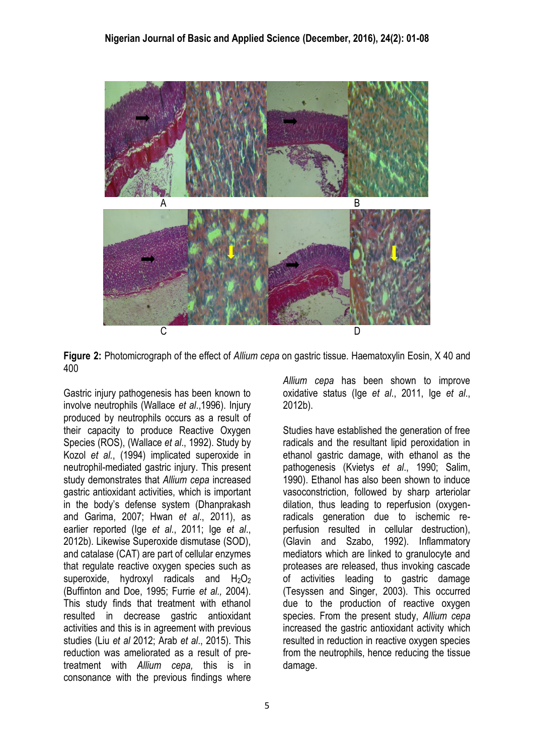Figure 2: Photomicrograph of the effect of *Allium cepa* on gastric tissue. Haematoxylin Eosin, X 40 and 400

Gastric injury pathogenesis has been known to involve neutrophils (Wallace *et al*.,1996). Injury produced by neutrophils occurs as a result of their capacity to produce Reactive Oxygen Species (ROS), (Wallace *et al*., 1992). Study by Kozol *et al*., (1994) implicated superoxide in neutrophil-mediated gastric injury. This present study demonstrates that *Allium cepa* increased gastric antioxidant activities, which is important in the body's defense system (Dhanprakash and Garima, 2007; Hwan *et al*., 2011), as earlier reported (Ige *et al*., 2011; Ige *et al*., 2012b). Likewise Superoxide dismutase (SOD), and catalase (CAT) are part of cellular enzymes that regulate reactive oxygen species such as superoxide, hydroxyl radicals and $H_2O_2$ (Buffinton and Doe, 1995; Furrie *et al.,* 2004). This study finds that treatment with ethanol resulted in decrease gastric antioxidant activities and this is in agreement with previous studies (Liu *et al* 2012; Arab *et al*., 2015). This reduction was ameliorated as a result of pre-treatment with *Allium cepa,* this is in consonance with the previous findings where *Allium cepa* has been shown to improve oxidative status (Ige *et al*., 2011, Ige *et al*., 2012b).

Studies have established the generation of free radicals and the resultant lipid peroxidation in ethanol gastric damage, with ethanol as the pathogenesis (Kvietys *et al*., 1990; Salim, 1990). Ethanol has also been shown to induce vasoconstriction, followed by sharp arteriolar dilation, thus leading to reperfusion (oxygen-radicals generation due to ischemic re-perfusion resulted in cellular destruction), (Glavin and Szabo, 1992). Inflammatory mediators which are linked to granulocyte and proteases are released, thus invoking cascade of activities leading to gastric damage (Tesyssen and Singer, 2003). This occurred due to the production of reactive oxygen species. From the present study, *Allium cepa* increased the gastric antioxidant activity which resulted in reduction in reactive oxygen species from the neutrophils, hence reducing the tissue damage.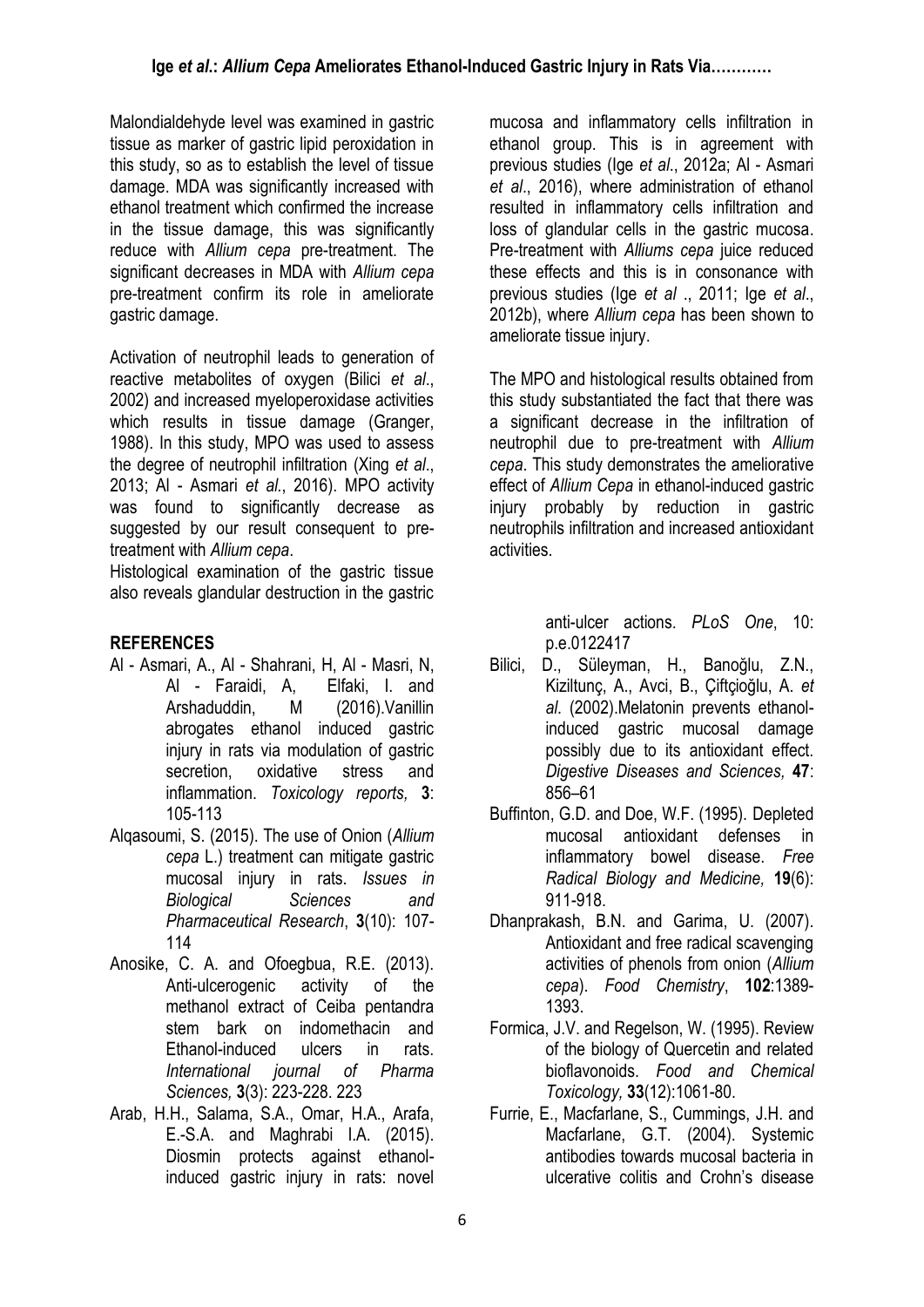Malondialdehyde level was examined in gastric tissue as marker of gastric lipid peroxidation in this study, so as to establish the level of tissue damage. MDA was significantly increased with ethanol treatment which confirmed the increase in the tissue damage, this was significantly reduce with *Allium cepa* pre-treatment. The significant decreases in MDA with *Allium cepa* pre-treatment confirm its role in ameliorate gastric damage.

Activation of neutrophil leads to generation of reactive metabolites of oxygen (Bilici *et al*., 2002) and increased myeloperoxidase activities which results in tissue damage (Granger, 1988). In this study, MPO was used to assess the degree of neutrophil infiltration (Xing *et al*., 2013; Al - Asmari *et al*., 2016). MPO activity was found to significantly decrease as suggested by our result consequent to pre-treatment with *Allium cepa*.

Histological examination of the gastric tissue also reveals glandular destruction in the gastric mucosa and inflammatory cells infiltration in ethanol group. This is in agreement with previous studies (Ige *et al*., 2012a; Al - Asmari *et al*., 2016), where administration of ethanol resulted in inflammatory cells infiltration and loss of glandular cells in the gastric mucosa. Pre-treatment with *Alliums cepa* juice reduced these effects and this is in consonance with previous studies (Ige *et al* ., 2011; Ige *et al*., 2012b), where *Allium cepa* has been shown to ameliorate tissue injury.

The MPO and histological results obtained from this study substantiated the fact that there was a significant decrease in the infiltration of neutrophil due to pre-treatment with *Allium cepa*. This study demonstrates the ameliorative effect of *Allium Cepa* in ethanol-induced gastric injury probably by reduction in gastric neutrophils infiltration and increased antioxidant activities.

## REFERENCES

- Al - Asmari, A., Al - Shahrani, H, Al - Masri, N, Al - Faraidi, A, Elfaki, I. and Arshaduddin, M (2016).Vanillin abrogates ethanol induced gastric injury in rats via modulation of gastric secretion, oxidative stress and inflammation. *Toxicology reports,* **3**: 105-113
- Alqasoumi, S. (2015). The use of Onion (*Allium cepa* L.) treatment can mitigate gastric mucosal injury in rats. *Issues in Biological Sciences and Pharmaceutical Research*, **3**(10): 107-114
- Anosike, C. A. and Ofoegbua, R.E. (2013). Anti-ulcerogenic activity of the methanol extract of Ceiba pentandra stem bark on indomethacin and Ethanol-induced ulcers in rats. *International journal of Pharma Sciences,* **3**(3): 223-228. 223
- Arab, H.H., Salama, S.A., Omar, H.A., Arafa, E.-S.A. and Maghrabi I.A. (2015). Diosmin protects against ethanol-induced gastric injury in rats: novel anti-ulcer actions. *PLoS One*, 10: p.e.0122417
- Bilici, D., Süleyman, H., Banoğlu, Z.N., Kiziltunç, A., Avci, B., Çiftçioğlu, A. *et al*. (2002).Melatonin prevents ethanol-induced gastric mucosal damage possibly due to its antioxidant effect. *Digestive Diseases and Sciences,* **47**: 856–61
- Buffinton, G.D. and Doe, W.F. (1995). Depleted mucosal antioxidant defenses in inflammatory bowel disease. *Free Radical Biology and Medicine,* **19**(6): 911-918.
- Dhanprakash, B.N. and Garima, U. (2007). Antioxidant and free radical scavenging activities of phenols from onion (*Allium cepa*). *Food Chemistry*, **102**:1389-1393.
- Formica, J.V. and Regelson, W. (1995). Review of the biology of Quercetin and related bioflavonoids. *Food and Chemical Toxicology,* **33**(12):1061-80.
- Furrie, E., Macfarlane, S., Cummings, J.H. and Macfarlane, G.T. (2004). Systemic antibodies towards mucosal bacteria in ulcerative colitis and Crohn's disease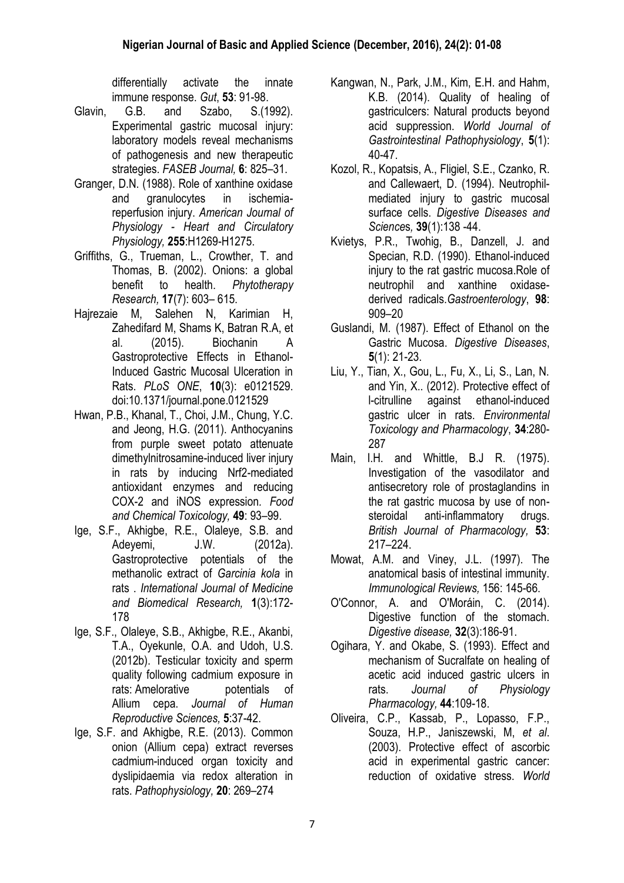differentially activate the innate immune response. *Gut*, **53**: 91-98.

Glavin, G.B. and Szabo, S.(1992). Experimental gastric mucosal injury: laboratory models reveal mechanisms of pathogenesis and new therapeutic strategies. *FASEB Journal,* **6**: 825–31.

Granger, D.N. (1988). Role of xanthine oxidase and granulocytes in ischemia-reperfusion injury. *American Journal of Physiology - Heart and Circulatory Physiology,* **255**:H1269-H1275.

Griffiths, G., Trueman, L., Crowther, T. and Thomas, B. (2002). Onions: a global benefit to health. *Phytotherapy Research,* **17**(7): 603– 615.

Hajrezaie M, Salehen N, Karimian H, Zahedifard M, Shams K, Batran R.A, et al. (2015). Biochanin A Gastroprotective Effects in Ethanol-Induced Gastric Mucosal Ulceration in Rats. *PLoS ONE*, **10**(3): e0121529. doi:10.1371/journal.pone.0121529

Hwan, P.B., Khanal, T., Choi, J.M., Chung, Y.C. and Jeong, H.G. (2011). Anthocyanins from purple sweet potato attenuate dimethylnitrosamine-induced liver injury in rats by inducing Nrf2-mediated antioxidant enzymes and reducing COX-2 and iNOS expression. *Food and Chemical Toxicology,* **49**: 93–99.

Ige, S.F., Akhigbe, R.E., Olaleye, S.B. and Adeyemi, J.W. (2012a). Gastroprotective potentials of the methanolic extract of *Garcinia kola* in rats . *International Journal of Medicine and Biomedical Research,* **1**(3):172-178

Ige, S.F., Olaleye, S.B., Akhigbe, R.E., Akanbi, T.A., Oyekunle, O.A. and Udoh, U.S. (2012b). Testicular toxicity and sperm quality following cadmium exposure in rats: Amelorative potentials of Allium cepa. *Journal of Human Reproductive Sciences,* **5**:37-42.

Ige, S.F. and Akhigbe, R.E. (2013). Common onion (Allium cepa) extract reverses cadmium-induced organ toxicity and dyslipidaemia via redox alteration in rats. *Pathophysiology,* **20**: 269–274

Kangwan, N., Park, J.M., Kim, E.H. and Hahm, K.B. (2014). Quality of healing of gastriculcers: Natural products beyond acid suppression. *World Journal of Gastrointestinal Pathophysiology*, **5**(1): 40-47.

Kozol, R., Kopatsis, A., Fligiel, S.E., Czanko, R. and Callewaert, D. (1994). Neutrophil-mediated injury to gastric mucosal surface cells. *Digestive Diseases and Sciences,* **39**(1):138 -44.

Kvietys, P.R., Twohig, B., Danzell, J. and Specian, R.D. (1990). Ethanol-induced injury to the rat gastric mucosa.Role of neutrophil and xanthine oxidase-derived radicals.*Gastroenterology*, **98**: 909–20

Guslandi, M. (1987). Effect of Ethanol on the Gastric Mucosa. *Digestive Diseases*, **5**(1): 21-23.

Liu, Y., Tian, X., Gou, L., Fu, X., Li, S., Lan, N. and Yin, X.. (2012). Protective effect of l-citrulline against ethanol-induced gastric ulcer in rats. *Environmental Toxicology and Pharmacology*, **34**:280-287

Main, I.H. and Whittle, B.J R. (1975). Investigation of the vasodilator and antisecretory role of prostaglandins in the rat gastric mucosa by use of non-steroidal anti-inflammatory drugs. *British Journal of Pharmacology,* **53**: 217–224.

Mowat, A.M. and Viney, J.L. (1997). The anatomical basis of intestinal immunity. *Immunological Reviews,* 156: 145-66.

O'Connor, A. and O'Moráin, C. (2014). Digestive function of the stomach. *Digestive disease,* **32**(3):186-91.

Ogihara, Y. and Okabe, S. (1993). Effect and mechanism of Sucralfate on healing of acetic acid induced gastric ulcers in rats. *Journal of Physiology Pharmacology,* **44**:109-18.

Oliveira, C.P., Kassab, P., Lopasso, F.P., Souza, H.P., Janiszewski, M, *et al*. (2003). Protective effect of ascorbic acid in experimental gastric cancer: reduction of oxidative stress. *World*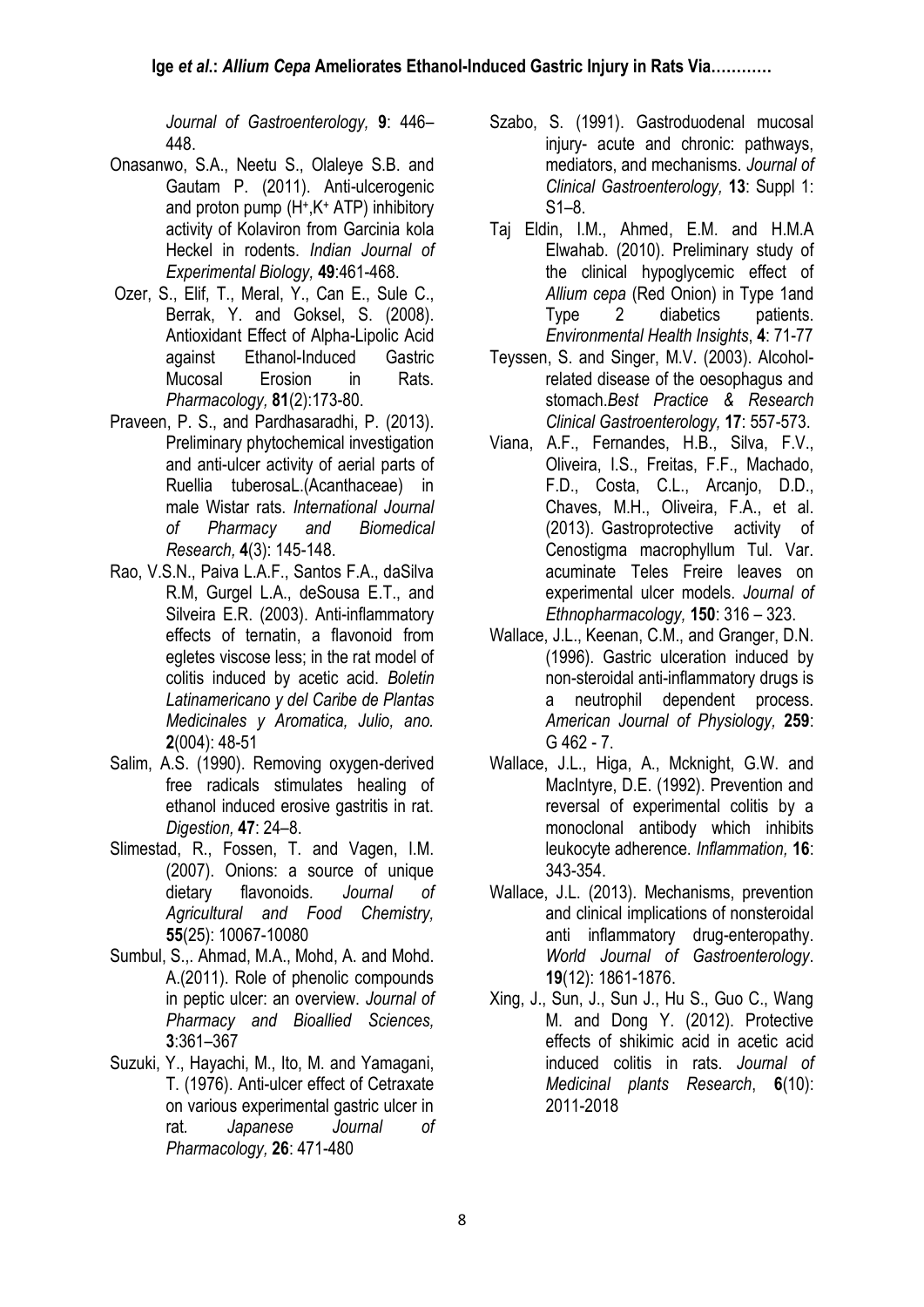*Journal of Gastroenterology,* **9**: 446–448.

Onasanwo, S.A., Neetu S., Olaleye S.B. and Gautam P. (2011). Anti-ulcerogenic and proton pump ($H^+$,$K^+$ ATP) inhibitory activity of Kolaviron from Garcinia kola Heckel in rodents. *Indian Journal of Experimental Biology,* **49**:461-468.

Ozer, S., Elif, T., Meral, Y., Can E., Sule C., Berrak, Y. and Goksel, S. (2008). Antioxidant Effect of Alpha-Lipolic Acid against Ethanol-Induced Gastric Mucosal Erosion in Rats. *Pharmacology,* **81**(2):173-80.

Praveen, P. S., and Pardhasaradhi, P. (2013). Preliminary phytochemical investigation and anti-ulcer activity of aerial parts of Ruellia tuberosaL.(Acanthaceae) in male Wistar rats. *International Journal of Pharmacy and Biomedical Research,* **4**(3): 145-148.

Rao, V.S.N., Paiva L.A.F., Santos F.A., daSilva R.M, Gurgel L.A., deSousa E.T., and Silveira E.R. (2003). Anti-inflammatory effects of ternatin, a flavonoid from egletes viscose less; in the rat model of colitis induced by acetic acid. *Boletin Latinamericano y del Caribe de Plantas Medicinales y Aromatica, Julio, ano.* **2**(004): 48-51

Salim, A.S. (1990). Removing oxygen-derived free radicals stimulates healing of ethanol induced erosive gastritis in rat. *Digestion,* **47**: 24–8.

Slimestad, R., Fossen, T. and Vagen, I.M. (2007). Onions: a source of unique dietary flavonoids*. Journal of Agricultural and Food Chemistry,* **55**(25): 10067-10080

Sumbul, S.,. Ahmad, M.A., Mohd, A. and Mohd. A.(2011). Role of phenolic compounds in peptic ulcer: an overview. *Journal of Pharmacy and Bioallied Sciences,* **3**:361–367

Suzuki, Y., Hayachi, M., Ito, M. and Yamagani, T. (1976). Anti-ulcer effect of Cetraxate on various experimental gastric ulcer in rat*. Japanese Journal of Pharmacology,* **26**: 471-480

Szabo, S. (1991). Gastroduodenal mucosal injury- acute and chronic: pathways, mediators, and mechanisms. *Journal of Clinical Gastroenterology,* **13**: Suppl 1: S1–8.

Taj Eldin, I.M., Ahmed, E.M. and H.M.A Elwahab. (2010). Preliminary study of the clinical hypoglycemic effect of *Allium cepa* (Red Onion) in Type 1and Type 2 diabetics patients. *Environmental Health Insights*, **4**: 71-77

Teyssen, S. and Singer, M.V. (2003). Alcohol-related disease of the oesophagus and stomach.*Best Practice & Research Clinical Gastroenterology,* **17**: 557-573.

Viana, A.F., Fernandes, H.B., Silva, F.V., Oliveira, I.S., Freitas, F.F., Machado, F.D., Costa, C.L., Arcanjo, D.D., Chaves, M.H., Oliveira, F.A., et al. (2013). Gastroprotective activity of Cenostigma macrophyllum Tul. Var. acuminate Teles Freire leaves on experimental ulcer models. *Journal of Ethnopharmacology,* **150**: 316 – 323.

Wallace, J.L., Keenan, C.M., and Granger, D.N. (1996). Gastric ulceration induced by non-steroidal anti-inflammatory drugs is a neutrophil dependent process. *American Journal of Physiology,* **259**: G 462 - 7.

Wallace, J.L., Higa, A., Mcknight, G.W. and MacIntyre, D.E. (1992). Prevention and reversal of experimental colitis by a monoclonal antibody which inhibits leukocyte adherence*. Inflammation,* **16**: 343-354.

Wallace, J.L. (2013). Mechanisms, prevention and clinical implications of nonsteroidal anti inflammatory drug-enteropathy. *World Journal of Gastroenterology*. **19**(12): 1861-1876.

Xing, J., Sun, J., Sun J., Hu S., Guo C., Wang M. and Dong Y. (2012). Protective effects of shikimic acid in acetic acid induced colitis in rats. *Journal of Medicinal plants Research*, **6**(10): 2011-2018